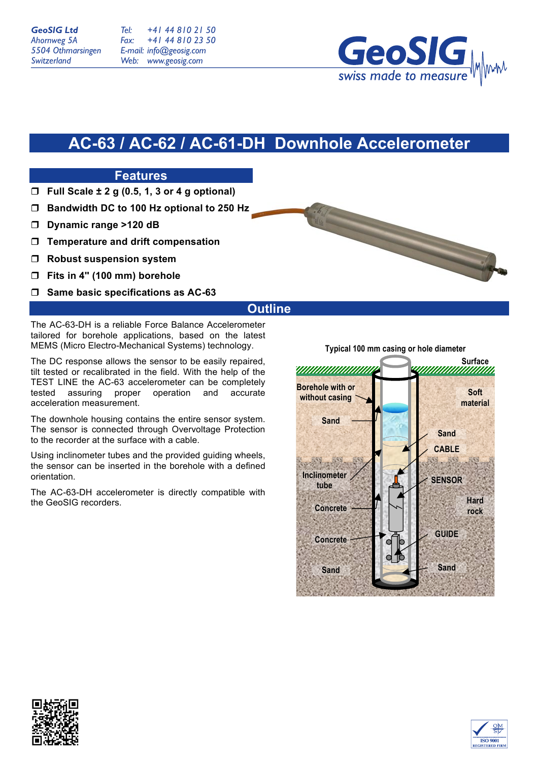**GeoSIG Ltd**
Ahornweg 5A
5504 Othmarsingen
Switzerland

Tel: +41 44 810 21 50
Fax: +41 44 810 23 50
E-mail: info@geosig.com
Web: www.geosig.com

# AC-63 / AC-62 / AC-61-DH Downhole Accelerometer

## Features

- Full Scale ± 2 g (0.5, 1, 3 or 4 g optional)
- Bandwidth DC to 100 Hz optional to 250 Hz
- Dynamic range >120 dB
- Temperature and drift compensation
- Robust suspension system
- Fits in 4" (100 mm) borehole
- Same basic specifications as AC-63

## Outline

The AC-63-DH is a reliable Force Balance Accelerometer tailored for borehole applications, based on the latest MEMS (Micro Electro-Mechanical Systems) technology.

The DC response allows the sensor to be easily repaired, tilt tested or recalibrated in the field. With the help of the TEST LINE the AC-63 accelerometer can be completely tested assuring proper operation and accurate acceleration measurement.

The downhole housing contains the entire sensor system. The sensor is connected through Overvoltage Protection to the recorder at the surface with a cable.

Using inclinometer tubes and the provided guiding wheels, the sensor can be inserted in the borehole with a defined orientation.

The AC-63-DH accelerometer is directly compatible with the GeoSIG recorders.

Typical 100 mm casing or hole diameter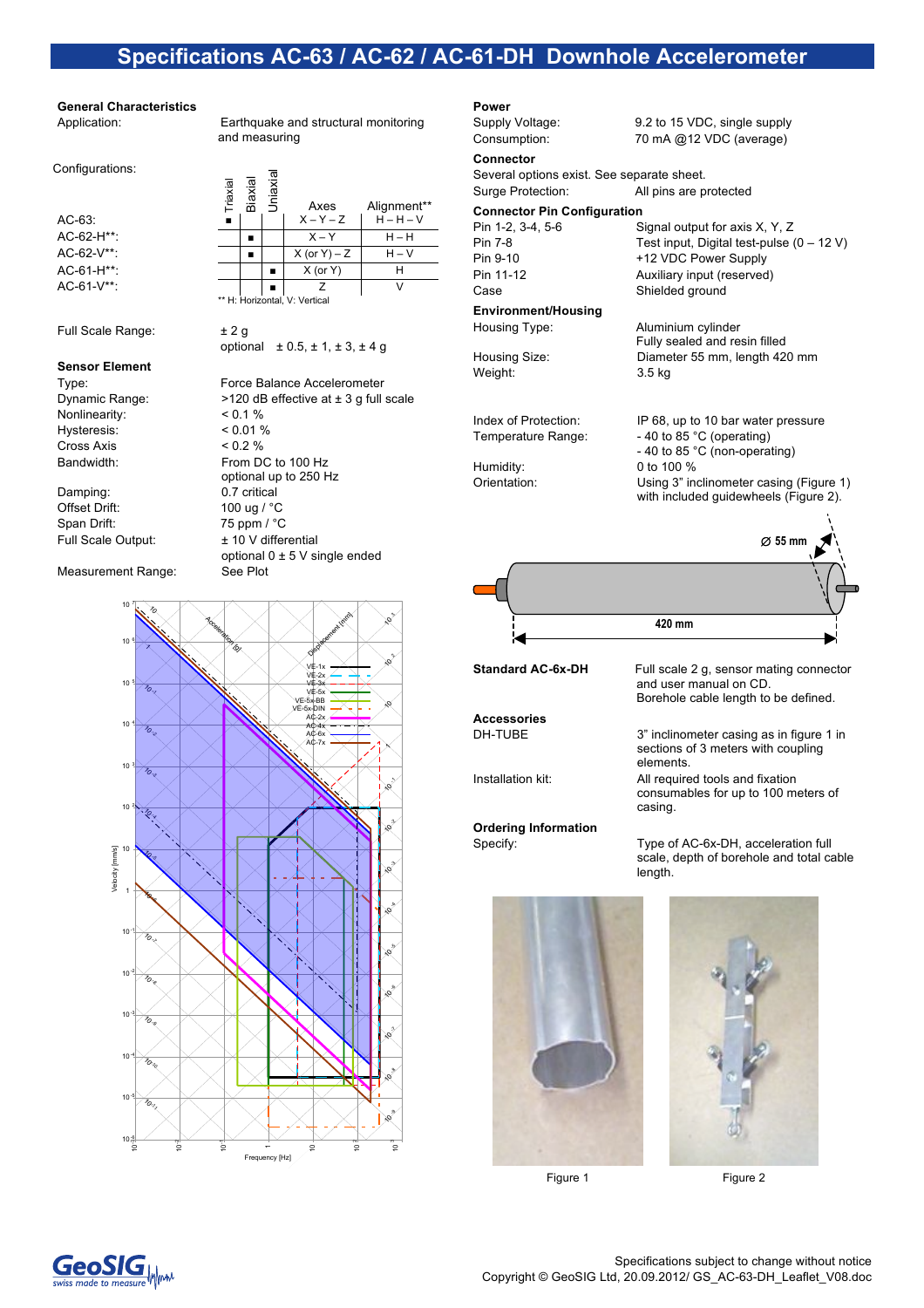# Specifications AC-63 / AC-62 / AC-61-DH Downhole Accelerometer

### General Characteristics

Application: Earthquake and structural monitoring and measuring

Configurations:

| | Triaxial | Biaxial | Uniaxial | Axes | Alignment** |
|---|---|---|---|---|---|
| AC-63: | ■ | | | X – Y – Z | H – H – V |
| AC-62-H**: | | ■ | | X – Y | H – H |
| AC-62-V**: | | ■ | | X (or Y) – Z | H – V |
| AC-61-H**: | | | ■ | X (or Y) | H |
| AC-61-V**: | | | ■ | Z | V |

** H: Horizontal, V: Vertical

Full Scale Range: ± 2 g
optional ± 0.5, ± 1, ± 3, ± 4 g

### Sensor Element

| | |
|---|---|
| Type: | Force Balance Accelerometer |
| Dynamic Range: | >120 dB effective at ± 3 g full scale |
| Nonlinearity: | < 0.1 % |
| Hysteresis: | < 0.01 % |
| Cross Axis | < 0.2 % |
| Bandwidth: | From DC to 100 Hz<br>optional up to 250 Hz |
| Damping: | 0.7 critical |
| Offset Drift: | 100 ug / °C |
| Span Drift: | 75 ppm / °C |
| Full Scale Output: | ± 10 V differential<br>optional 0 ± 5 V single ended |
| Measurement Range: | See Plot |

Acceleration [g]
Displacement [mm]
Velocity [mm/s]
Frequency [Hz]
VE-1x
VE-2x
VE-3x
VE-5x
VE-5x-BB
VE-5x-DIN
AC-2x
AC-4x
AC-6x
AC-7x

### Power

| | |
|---|---|
| Supply Voltage: | 9.2 to 15 VDC, single supply |
| Consumption: | 70 mA @12 VDC (average) |

### Connector

Several options exist. See separate sheet.

Surge Protection: All pins are protected

### Connector Pin Configuration

| | |
|---|---|
| Pin 1-2, 3-4, 5-6 | Signal output for axis X, Y, Z |
| Pin 7-8 | Test input, Digital test-pulse (0 – 12 V) |
| Pin 9-10 | +12 VDC Power Supply |
| Pin 11-12 | Auxiliary input (reserved) |
| Case | Shielded ground |

### Environment/Housing

| | |
|---|---|
| Housing Type: | Aluminium cylinder<br>Fully sealed and resin filled |
| Housing Size: | Diameter 55 mm, length 420 mm |
| Weight: | 3.5 kg |
| Index of Protection: | IP 68, up to 10 bar water pressure |
| Temperature Range: | - 40 to 85 °C (operating)<br>- 40 to 85 °C (non-operating) |
| Humidity: | 0 to 100 % |
| Orientation: | Using 3" inclinometer casing (Figure 1) with included guidewheels (Figure 2). |

∅ 55 mm
420 mm

### Standard AC-6x-DH

Full scale 2 g, sensor mating connector and user manual on CD.
Borehole cable length to be defined.

### Accessories

| | |
|---|---|
| DH-TUBE | 3" inclinometer casing as in figure 1 in sections of 3 meters with coupling elements. |
| Installation kit: | All required tools and fixation consumables for up to 100 meters of casing. |

### Ordering Information

Specify: Type of AC-6x-DH, acceleration full scale, depth of borehole and total cable length.

Figure 1

Figure 2

Specifications subject to change without notice
Copyright © GeoSIG Ltd, 20.09.2012/ GS_AC-63-DH_Leaflet_V08.doc